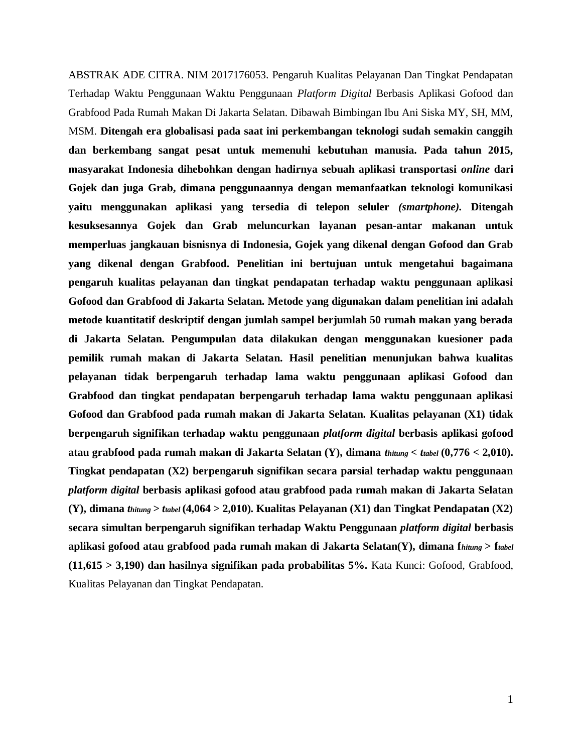ABSTRAK ADE CITRA. NIM 2017176053. Pengaruh Kualitas Pelayanan Dan Tingkat Pendapatan Terhadap Waktu Penggunaan Waktu Penggunaan *Platform Digital* Berbasis Aplikasi Gofood dan Grabfood Pada Rumah Makan Di Jakarta Selatan. Dibawah Bimbingan Ibu Ani Siska MY, SH, MM, MSM. **Ditengah era globalisasi pada saat ini perkembangan teknologi sudah semakin canggih dan berkembang sangat pesat untuk memenuhi kebutuhan manusia. Pada tahun 2015, masyarakat Indonesia dihebohkan dengan hadirnya sebuah aplikasi transportasi *online* dari Gojek dan juga Grab, dimana penggunaannya dengan memanfaatkan teknologi komunikasi yaitu menggunakan aplikasi yang tersedia di telepon seluler *(smartphone)*. Ditengah kesuksesannya Gojek dan Grab meluncurkan layanan pesan-antar makanan untuk memperluas jangkauan bisnisnya di Indonesia, Gojek yang dikenal dengan Gofood dan Grab yang dikenal dengan Grabfood. Penelitian ini bertujuan untuk mengetahui bagaimana pengaruh kualitas pelayanan dan tingkat pendapatan terhadap waktu penggunaan aplikasi Gofood dan Grabfood di Jakarta Selatan. Metode yang digunakan dalam penelitian ini adalah metode kuantitatif deskriptif dengan jumlah sampel berjumlah 50 rumah makan yang berada di Jakarta Selatan. Pengumpulan data dilakukan dengan menggunakan kuesioner pada pemilik rumah makan di Jakarta Selatan. Hasil penelitian menunjukan bahwa kualitas pelayanan tidak berpengaruh terhadap lama waktu penggunaan aplikasi Gofood dan Grabfood dan tingkat pendapatan berpengaruh terhadap lama waktu penggunaan aplikasi Gofood dan Grabfood pada rumah makan di Jakarta Selatan. Kualitas pelayanan (X1) tidak berpengaruh signifikan terhadap waktu penggunaan *platform digital* berbasis aplikasi gofood atau grabfood pada rumah makan di Jakarta Selatan (Y), dimana $t_{hitung} < t_{tabel}$ (0,776 < 2,010). Tingkat pendapatan (X2) berpengaruh signifikan secara parsial terhadap waktu penggunaan *platform digital* berbasis aplikasi gofood atau grabfood pada rumah makan di Jakarta Selatan (Y), dimana $t_{hitung} > t_{tabel}$ (4,064 > 2,010). Kualitas Pelayanan (X1) dan Tingkat Pendapatan (X2) secara simultan berpengaruh signifikan terhadap Waktu Penggunaan *platform digital* berbasis aplikasi gofood atau grabfood pada rumah makan di Jakarta Selatan(Y), dimana $f_{hitung} > f_{tabel}$ (11,615 > 3,190) dan hasilnya signifikan pada probabilitas 5%.** Kata Kunci: Gofood, Grabfood, Kualitas Pelayanan dan Tingkat Pendapatan.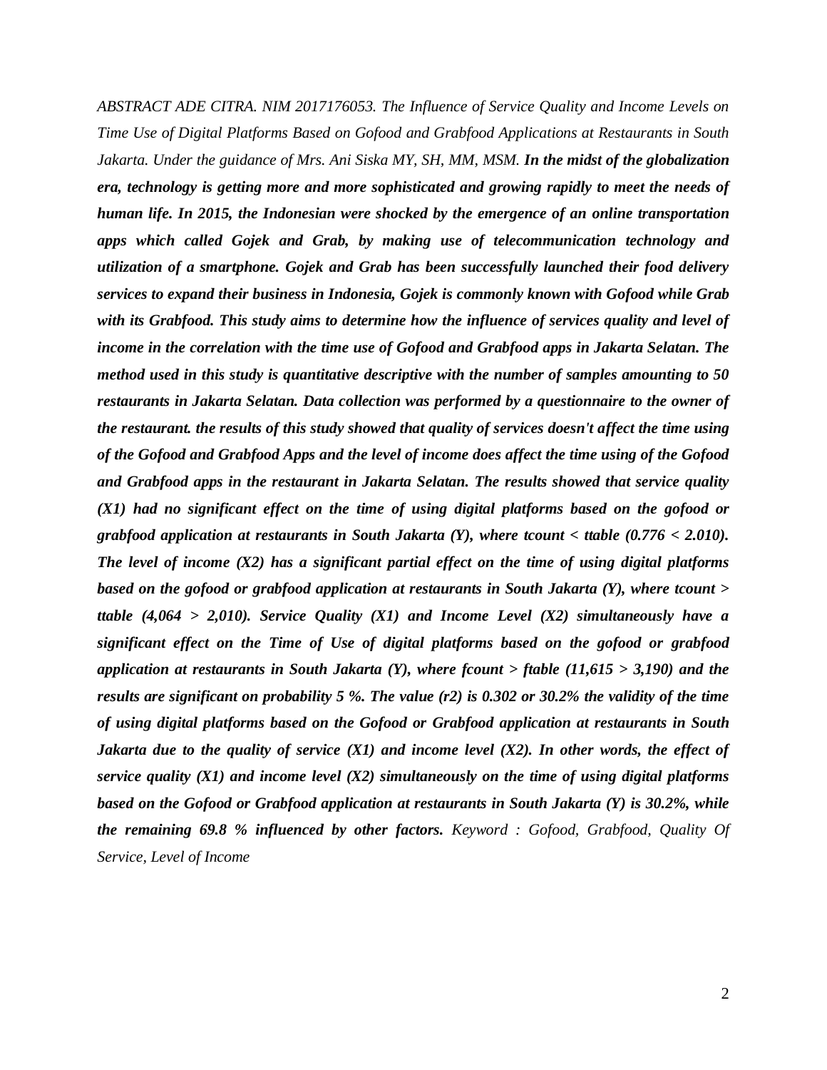*ABSTRACT ADE CITRA. NIM 2017176053. The Influence of Service Quality and Income Levels on Time Use of Digital Platforms Based on Gofood and Grabfood Applications at Restaurants in South Jakarta. Under the guidance of Mrs. Ani Siska MY, SH, MM, MSM.* ***In the midst of the globalization era, technology is getting more and more sophisticated and growing rapidly to meet the needs of human life. In 2015, the Indonesian were shocked by the emergence of an online transportation apps which called Gojek and Grab, by making use of telecommunication technology and utilization of a smartphone. Gojek and Grab has been successfully launched their food delivery services to expand their business in Indonesia, Gojek is commonly known with Gofood while Grab with its Grabfood. This study aims to determine how the influence of services quality and level of income in the correlation with the time use of Gofood and Grabfood apps in Jakarta Selatan. The method used in this study is quantitative descriptive with the number of samples amounting to 50 restaurants in Jakarta Selatan. Data collection was performed by a questionnaire to the owner of the restaurant. the results of this study showed that quality of services doesn't affect the time using of the Gofood and Grabfood Apps and the level of income does affect the time using of the Gofood and Grabfood apps in the restaurant in Jakarta Selatan. The results showed that service quality (X1) had no significant effect on the time of using digital platforms based on the gofood or grabfood application at restaurants in South Jakarta (Y), where tcount < ttable (0.776 < 2.010). The level of income (X2) has a significant partial effect on the time of using digital platforms based on the gofood or grabfood application at restaurants in South Jakarta (Y), where tcount > ttable (4,064 > 2,010). Service Quality (X1) and Income Level (X2) simultaneously have a significant effect on the Time of Use of digital platforms based on the gofood or grabfood application at restaurants in South Jakarta (Y), where fcount > ftable (11,615 > 3,190) and the results are significant on probability 5 %. The value (r2) is 0.302 or 30.2% the validity of the time of using digital platforms based on the Gofood or Grabfood application at restaurants in South Jakarta due to the quality of service (X1) and income level (X2). In other words, the effect of service quality (X1) and income level (X2) simultaneously on the time of using digital platforms based on the Gofood or Grabfood application at restaurants in South Jakarta (Y) is 30.2%, while the remaining 69.8 % influenced by other factors.*** *Keyword : Gofood, Grabfood, Quality Of Service, Level of Income*